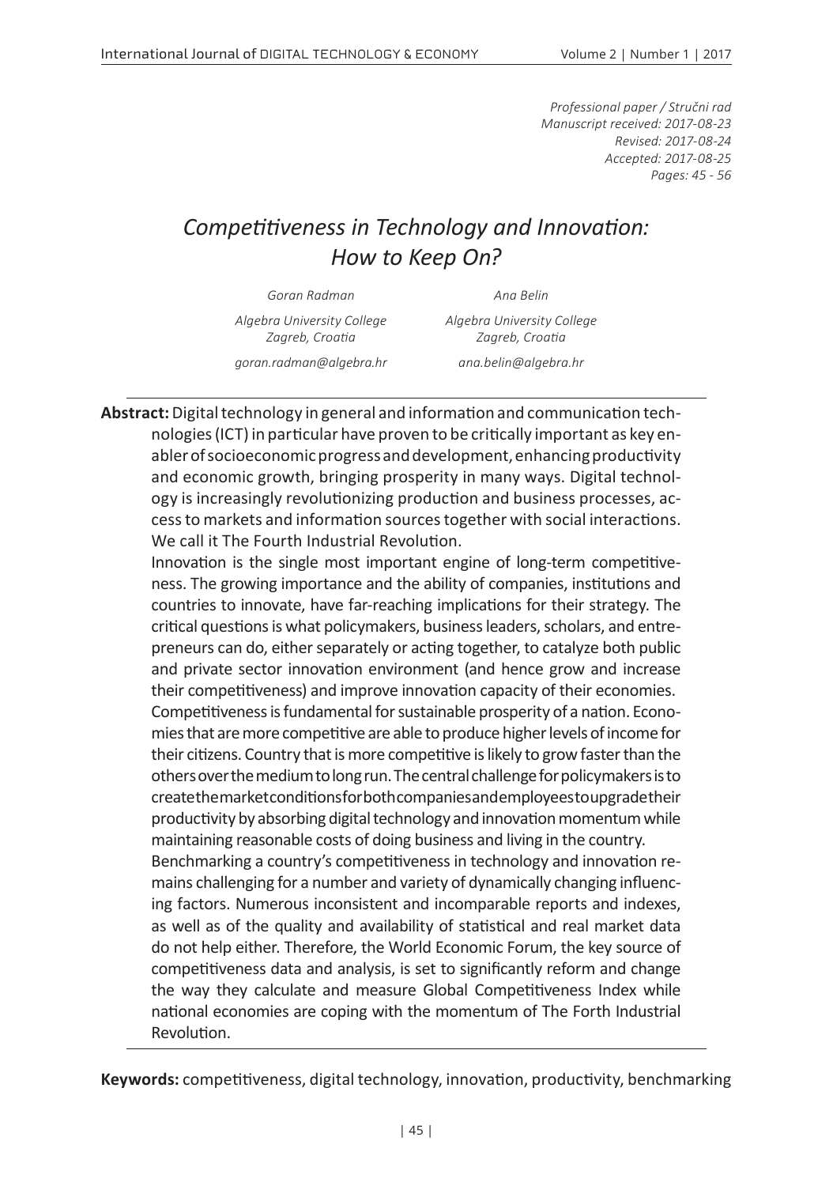*Professional paper / Stručni rad*
*Manuscript received: 2017-08-23*
*Revised: 2017-08-24*
*Accepted: 2017-08-25*
*Pages: 45 - 56*

# *Competitiveness in Technology and Innovation: How to Keep On?*

*Goran Radman*
*Algebra University College*
*Zagreb, Croatia*
*goran.radman@algebra.hr*

*Ana Belin*
*Algebra University College*
*Zagreb, Croatia*
*ana.belin@algebra.hr*

**Abstract:** Digital technology in general and information and communication technologies (ICT) in particular have proven to be critically important as key enabler of socioeconomic progress and development, enhancing productivity and economic growth, bringing prosperity in many ways. Digital technology is increasingly revolutionizing production and business processes, access to markets and information sources together with social interactions. We call it The Fourth Industrial Revolution.

Innovation is the single most important engine of long-term competitiveness. The growing importance and the ability of companies, institutions and countries to innovate, have far-reaching implications for their strategy. The critical questions is what policymakers, business leaders, scholars, and entrepreneurs can do, either separately or acting together, to catalyze both public and private sector innovation environment (and hence grow and increase their competitiveness) and improve innovation capacity of their economies.

Competitiveness is fundamental for sustainable prosperity of a nation. Economies that are more competitive are able to produce higher levels of income for their citizens. Country that is more competitive is likely to grow faster than the others over the medium to long run. The central challenge for policymakers is to create the market conditions for both companies and employees to upgrade their productivity by absorbing digital technology and innovation momentum while maintaining reasonable costs of doing business and living in the country.

Benchmarking a country's competitiveness in technology and innovation remains challenging for a number and variety of dynamically changing influencing factors. Numerous inconsistent and incomparable reports and indexes, as well as of the quality and availability of statistical and real market data do not help either. Therefore, the World Economic Forum, the key source of competitiveness data and analysis, is set to significantly reform and change the way they calculate and measure Global Competitiveness Index while national economies are coping with the momentum of The Forth Industrial Revolution.

**Keywords:** competitiveness, digital technology, innovation, productivity, benchmarking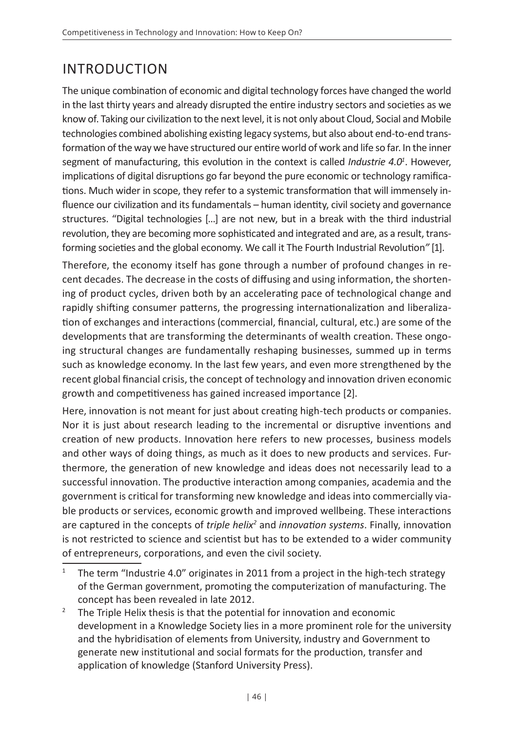## INTRODUCTION

The unique combination of economic and digital technology forces have changed the world in the last thirty years and already disrupted the entire industry sectors and societies as we know of. Taking our civilization to the next level, it is not only about Cloud, Social and Mobile technologies combined abolishing existing legacy systems, but also about end-to-end transformation of the way we have structured our entire world of work and life so far. In the inner segment of manufacturing, this evolution in the context is called *Industrie 4.0*[1]. However, implications of digital disruptions go far beyond the pure economic or technology ramifications. Much wider in scope, they refer to a systemic transformation that will immensely influence our civilization and its fundamentals – human identity, civil society and governance structures. "Digital technologies […] are not new, but in a break with the third industrial revolution, they are becoming more sophisticated and integrated and are, as a result, transforming societies and the global economy. We call it The Fourth Industrial Revolution*"* [1].

Therefore, the economy itself has gone through a number of profound changes in recent decades. The decrease in the costs of diffusing and using information, the shortening of product cycles, driven both by an accelerating pace of technological change and rapidly shifting consumer patterns, the progressing internationalization and liberalization of exchanges and interactions (commercial, financial, cultural, etc.) are some of the developments that are transforming the determinants of wealth creation. These ongoing structural changes are fundamentally reshaping businesses, summed up in terms such as knowledge economy. In the last few years, and even more strengthened by the recent global financial crisis, the concept of technology and innovation driven economic growth and competitiveness has gained increased importance [2].

Here, innovation is not meant for just about creating high-tech products or companies. Nor it is just about research leading to the incremental or disruptive inventions and creation of new products. Innovation here refers to new processes, business models and other ways of doing things, as much as it does to new products and services. Furthermore, the generation of new knowledge and ideas does not necessarily lead to a successful innovation. The productive interaction among companies, academia and the government is critical for transforming new knowledge and ideas into commercially viable products or services, economic growth and improved wellbeing. These interactions are captured in the concepts of *triple helix*[2] and *innovation systems*. Finally, innovation is not restricted to science and scientist but has to be extended to a wider community of entrepreneurs, corporations, and even the civil society.

[1] The term "Industrie 4.0" originates in 2011 from a project in the high-tech strategy of the German government, promoting the computerization of manufacturing. The concept has been revealed in late 2012.

[2] The Triple Helix thesis is that the potential for innovation and economic development in a Knowledge Society lies in a more prominent role for the university and the hybridisation of elements from University, industry and Government to generate new institutional and social formats for the production, transfer and application of knowledge (Stanford University Press).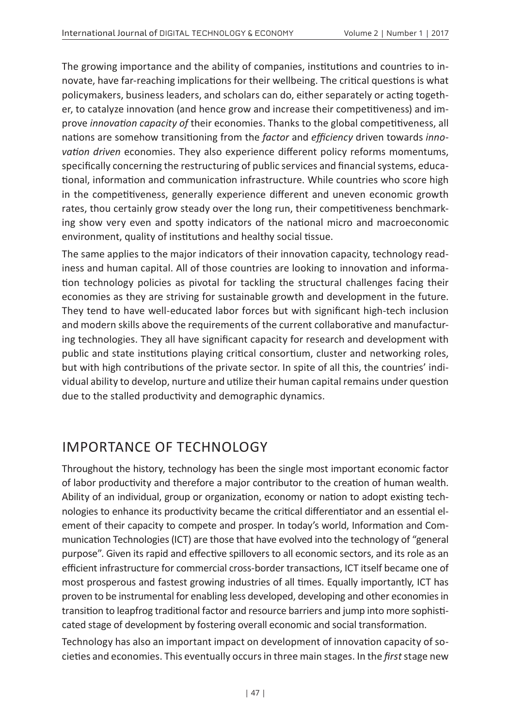The growing importance and the ability of companies, institutions and countries to innovate, have far-reaching implications for their wellbeing. The critical questions is what policymakers, business leaders, and scholars can do, either separately or acting together, to catalyze innovation (and hence grow and increase their competitiveness) and improve *innovation capacity of* their economies. Thanks to the global competitiveness, all nations are somehow transitioning from the *factor* and *efficiency* driven towards *innovation driven* economies. They also experience different policy reforms momentums, specifically concerning the restructuring of public services and financial systems, educational, information and communication infrastructure. While countries who score high in the competitiveness, generally experience different and uneven economic growth rates, thou certainly grow steady over the long run, their competitiveness benchmarking show very even and spotty indicators of the national micro and macroeconomic environment, quality of institutions and healthy social tissue.

The same applies to the major indicators of their innovation capacity, technology readiness and human capital. All of those countries are looking to innovation and information technology policies as pivotal for tackling the structural challenges facing their economies as they are striving for sustainable growth and development in the future. They tend to have well-educated labor forces but with significant high-tech inclusion and modern skills above the requirements of the current collaborative and manufacturing technologies. They all have significant capacity for research and development with public and state institutions playing critical consortium, cluster and networking roles, but with high contributions of the private sector. In spite of all this, the countries' individual ability to develop, nurture and utilize their human capital remains under question due to the stalled productivity and demographic dynamics.

## IMPORTANCE OF TECHNOLOGY

Throughout the history, technology has been the single most important economic factor of labor productivity and therefore a major contributor to the creation of human wealth. Ability of an individual, group or organization, economy or nation to adopt existing technologies to enhance its productivity became the critical differentiator and an essential element of their capacity to compete and prosper. In today's world, Information and Communication Technologies (ICT) are those that have evolved into the technology of "general purpose". Given its rapid and effective spillovers to all economic sectors, and its role as an efficient infrastructure for commercial cross-border transactions, ICT itself became one of most prosperous and fastest growing industries of all times. Equally importantly, ICT has proven to be instrumental for enabling less developed, developing and other economies in transition to leapfrog traditional factor and resource barriers and jump into more sophisticated stage of development by fostering overall economic and social transformation.

Technology has also an important impact on development of innovation capacity of societies and economies. This eventually occurs in three main stages. In the *first* stage new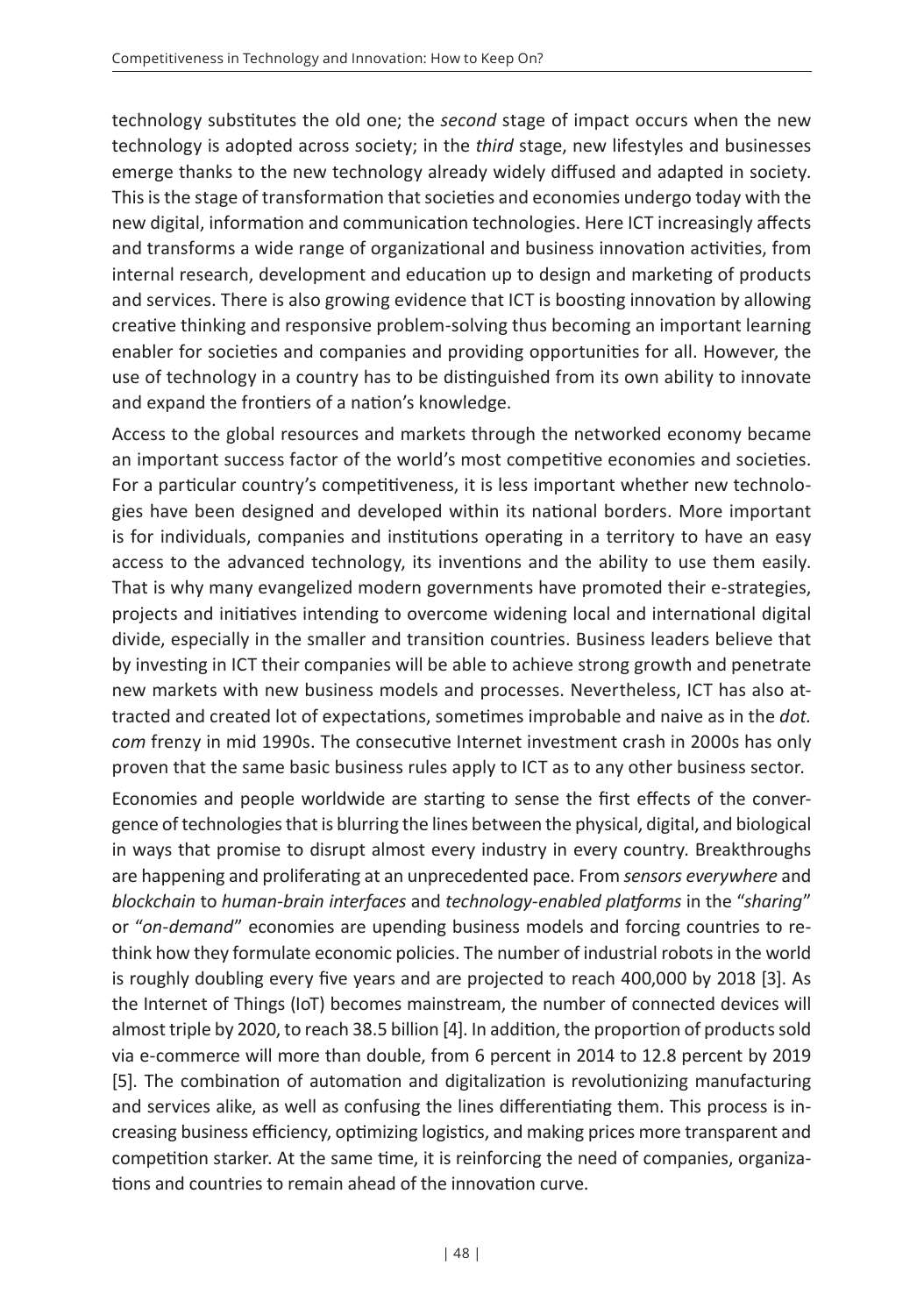technology substitutes the old one; the *second* stage of impact occurs when the new technology is adopted across society; in the *third* stage, new lifestyles and businesses emerge thanks to the new technology already widely diffused and adapted in society. This is the stage of transformation that societies and economies undergo today with the new digital, information and communication technologies. Here ICT increasingly affects and transforms a wide range of organizational and business innovation activities, from internal research, development and education up to design and marketing of products and services. There is also growing evidence that ICT is boosting innovation by allowing creative thinking and responsive problem-solving thus becoming an important learning enabler for societies and companies and providing opportunities for all. However, the use of technology in a country has to be distinguished from its own ability to innovate and expand the frontiers of a nation's knowledge.

Access to the global resources and markets through the networked economy became an important success factor of the world's most competitive economies and societies. For a particular country's competitiveness, it is less important whether new technologies have been designed and developed within its national borders. More important is for individuals, companies and institutions operating in a territory to have an easy access to the advanced technology, its inventions and the ability to use them easily. That is why many evangelized modern governments have promoted their e-strategies, projects and initiatives intending to overcome widening local and international digital divide, especially in the smaller and transition countries. Business leaders believe that by investing in ICT their companies will be able to achieve strong growth and penetrate new markets with new business models and processes. Nevertheless, ICT has also attracted and created lot of expectations, sometimes improbable and naive as in the *dot.com* frenzy in mid 1990s. The consecutive Internet investment crash in 2000s has only proven that the same basic business rules apply to ICT as to any other business sector.

Economies and people worldwide are starting to sense the first effects of the convergence of technologies that is blurring the lines between the physical, digital, and biological in ways that promise to disrupt almost every industry in every country. Breakthroughs are happening and proliferating at an unprecedented pace. From *sensors everywhere* and *blockchain* to *human-brain interfaces* and *technology-enabled platforms* in the "*sharing*" or "*on-demand*" economies are upending business models and forcing countries to rethink how they formulate economic policies. The number of industrial robots in the world is roughly doubling every five years and are projected to reach 400,000 by 2018 [3]. As the Internet of Things (IoT) becomes mainstream, the number of connected devices will almost triple by 2020, to reach 38.5 billion [4]. In addition, the proportion of products sold via e-commerce will more than double, from 6 percent in 2014 to 12.8 percent by 2019 [5]. The combination of automation and digitalization is revolutionizing manufacturing and services alike, as well as confusing the lines differentiating them. This process is increasing business efficiency, optimizing logistics, and making prices more transparent and competition starker. At the same time, it is reinforcing the need of companies, organizations and countries to remain ahead of the innovation curve.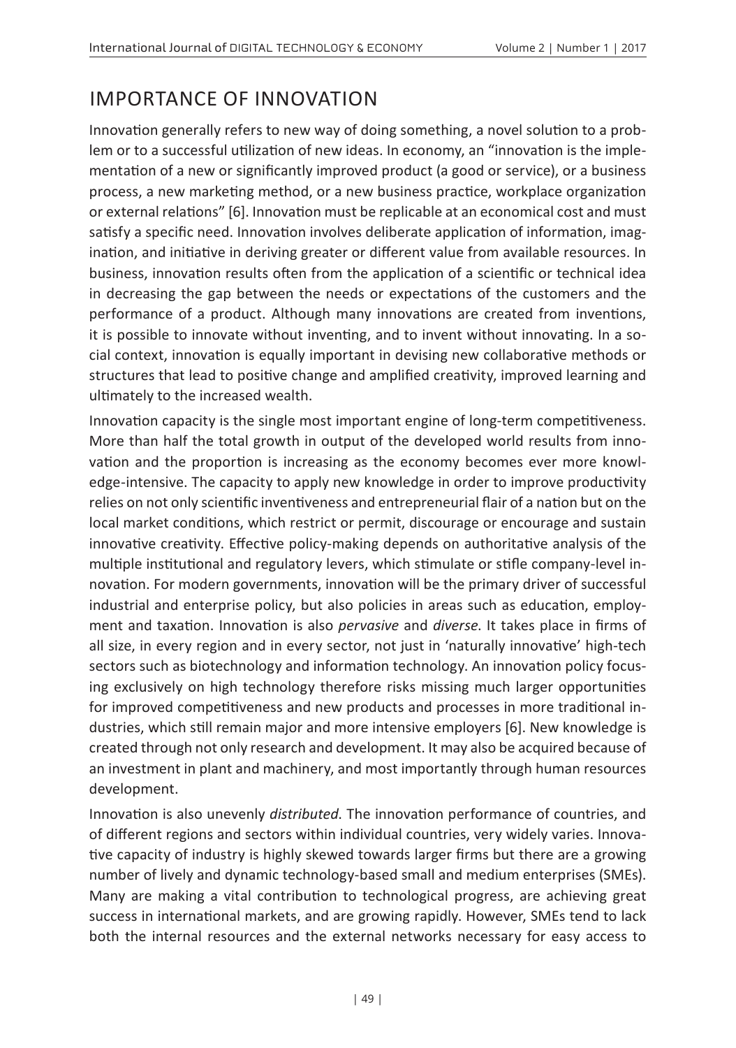## IMPORTANCE OF INNOVATION

Innovation generally refers to new way of doing something, a novel solution to a problem or to a successful utilization of new ideas. In economy, an "innovation is the implementation of a new or significantly improved product (a good or service), or a business process, a new marketing method, or a new business practice, workplace organization or external relations" [6]. Innovation must be replicable at an economical cost and must satisfy a specific need. Innovation involves deliberate application of information, imagination, and initiative in deriving greater or different value from available resources. In business, innovation results often from the application of a scientific or technical idea in decreasing the gap between the needs or expectations of the customers and the performance of a product. Although many innovations are created from inventions, it is possible to innovate without inventing, and to invent without innovating. In a social context, innovation is equally important in devising new collaborative methods or structures that lead to positive change and amplified creativity, improved learning and ultimately to the increased wealth.

Innovation capacity is the single most important engine of long-term competitiveness. More than half the total growth in output of the developed world results from innovation and the proportion is increasing as the economy becomes ever more knowledge-intensive. The capacity to apply new knowledge in order to improve productivity relies on not only scientific inventiveness and entrepreneurial flair of a nation but on the local market conditions, which restrict or permit, discourage or encourage and sustain innovative creativity. Effective policy-making depends on authoritative analysis of the multiple institutional and regulatory levers, which stimulate or stifle company-level innovation. For modern governments, innovation will be the primary driver of successful industrial and enterprise policy, but also policies in areas such as education, employment and taxation. Innovation is also *pervasive* and *diverse.* It takes place in firms of all size, in every region and in every sector, not just in 'naturally innovative' high-tech sectors such as biotechnology and information technology. An innovation policy focusing exclusively on high technology therefore risks missing much larger opportunities for improved competitiveness and new products and processes in more traditional industries, which still remain major and more intensive employers [6]. New knowledge is created through not only research and development. It may also be acquired because of an investment in plant and machinery, and most importantly through human resources development.

Innovation is also unevenly *distributed.* The innovation performance of countries, and of different regions and sectors within individual countries, very widely varies. Innovative capacity of industry is highly skewed towards larger firms but there are a growing number of lively and dynamic technology-based small and medium enterprises (SMEs). Many are making a vital contribution to technological progress, are achieving great success in international markets, and are growing rapidly. However, SMEs tend to lack both the internal resources and the external networks necessary for easy access to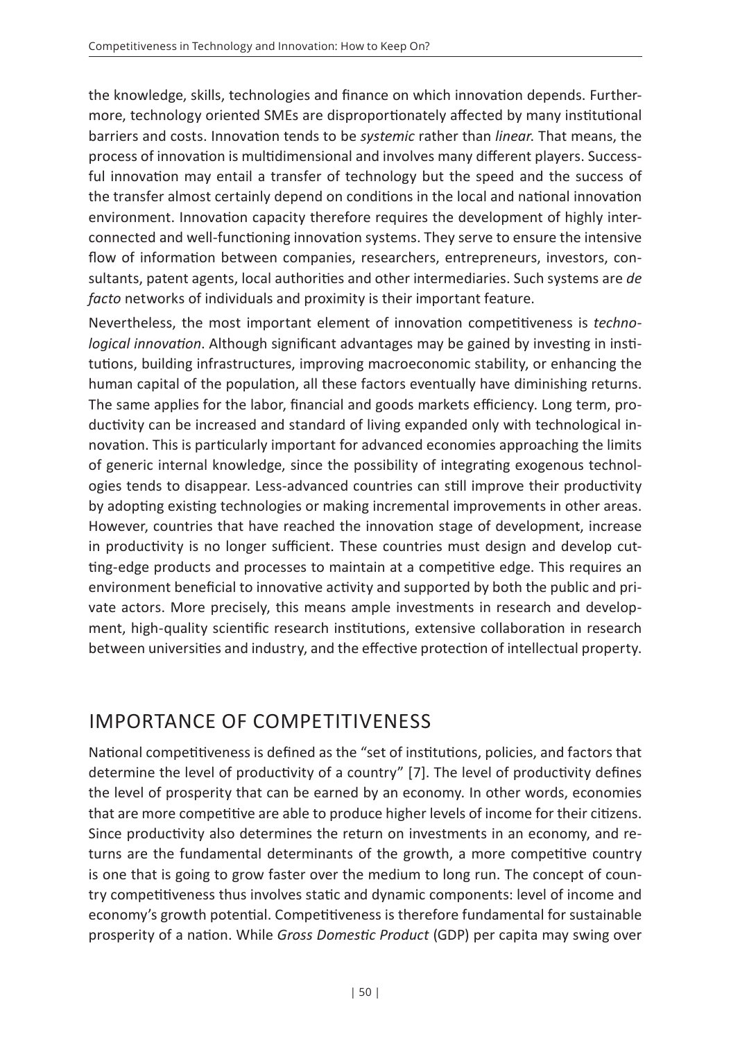the knowledge, skills, technologies and finance on which innovation depends. Furthermore, technology oriented SMEs are disproportionately affected by many institutional barriers and costs. Innovation tends to be *systemic* rather than *linear*. That means, the process of innovation is multidimensional and involves many different players. Successful innovation may entail a transfer of technology but the speed and the success of the transfer almost certainly depend on conditions in the local and national innovation environment. Innovation capacity therefore requires the development of highly interconnected and well-functioning innovation systems. They serve to ensure the intensive flow of information between companies, researchers, entrepreneurs, investors, consultants, patent agents, local authorities and other intermediaries. Such systems are *de facto* networks of individuals and proximity is their important feature.

Nevertheless, the most important element of innovation competitiveness is *technological innovation*. Although significant advantages may be gained by investing in institutions, building infrastructures, improving macroeconomic stability, or enhancing the human capital of the population, all these factors eventually have diminishing returns. The same applies for the labor, financial and goods markets efficiency. Long term, productivity can be increased and standard of living expanded only with technological innovation. This is particularly important for advanced economies approaching the limits of generic internal knowledge, since the possibility of integrating exogenous technologies tends to disappear. Less-advanced countries can still improve their productivity by adopting existing technologies or making incremental improvements in other areas. However, countries that have reached the innovation stage of development, increase in productivity is no longer sufficient. These countries must design and develop cutting-edge products and processes to maintain at a competitive edge. This requires an environment beneficial to innovative activity and supported by both the public and private actors. More precisely, this means ample investments in research and development, high-quality scientific research institutions, extensive collaboration in research between universities and industry, and the effective protection of intellectual property.

## IMPORTANCE OF COMPETITIVENESS

National competitiveness is defined as the "set of institutions, policies, and factors that determine the level of productivity of a country" [7]. The level of productivity defines the level of prosperity that can be earned by an economy. In other words, economies that are more competitive are able to produce higher levels of income for their citizens. Since productivity also determines the return on investments in an economy, and returns are the fundamental determinants of the growth, a more competitive country is one that is going to grow faster over the medium to long run. The concept of country competitiveness thus involves static and dynamic components: level of income and economy's growth potential. Competitiveness is therefore fundamental for sustainable prosperity of a nation. While *Gross Domestic Product* (GDP) per capita may swing over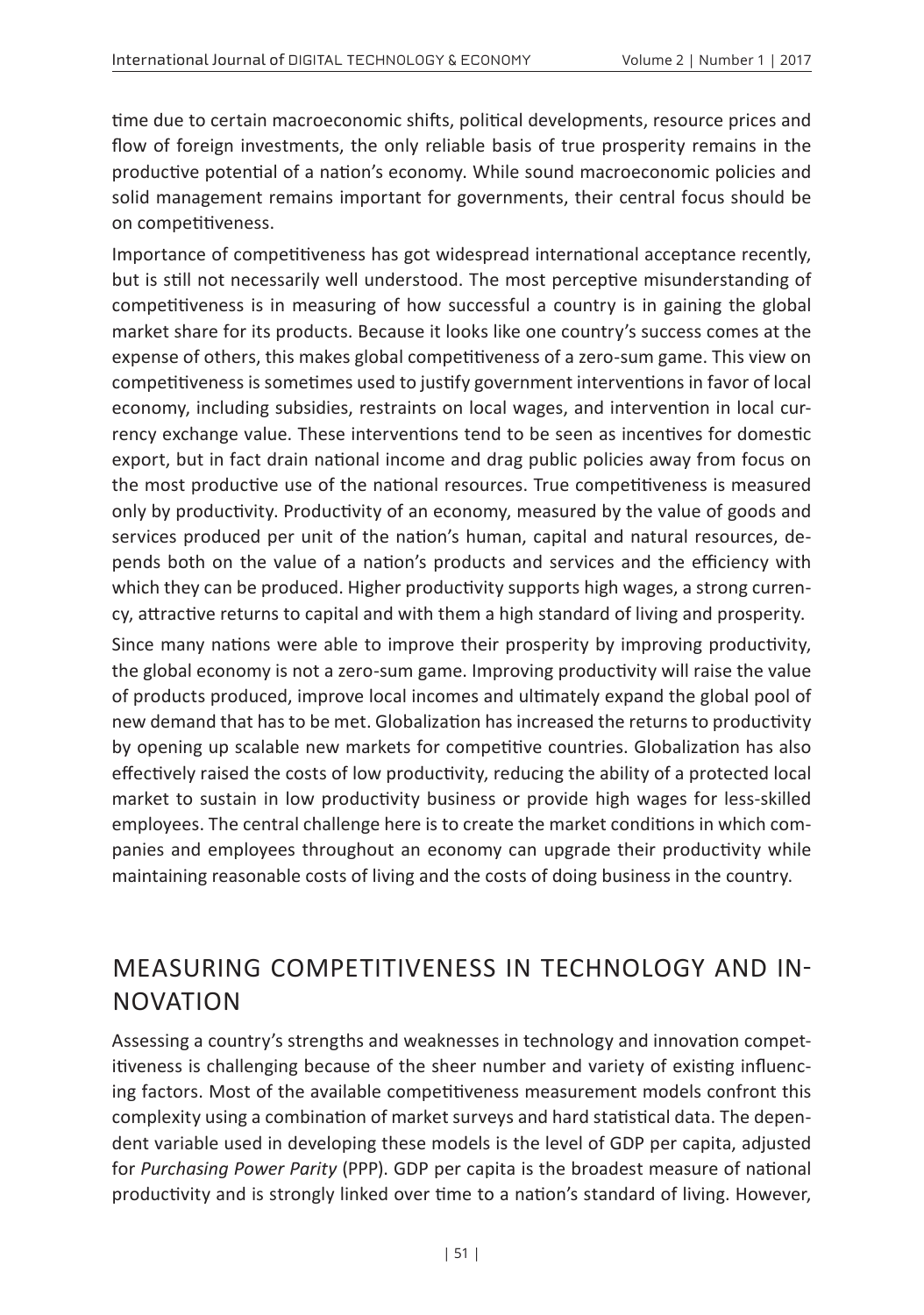time due to certain macroeconomic shifts, political developments, resource prices and flow of foreign investments, the only reliable basis of true prosperity remains in the productive potential of a nation's economy. While sound macroeconomic policies and solid management remains important for governments, their central focus should be on competitiveness.

Importance of competitiveness has got widespread international acceptance recently, but is still not necessarily well understood. The most perceptive misunderstanding of competitiveness is in measuring of how successful a country is in gaining the global market share for its products. Because it looks like one country's success comes at the expense of others, this makes global competitiveness of a zero-sum game. This view on competitiveness is sometimes used to justify government interventions in favor of local economy, including subsidies, restraints on local wages, and intervention in local currency exchange value. These interventions tend to be seen as incentives for domestic export, but in fact drain national income and drag public policies away from focus on the most productive use of the national resources. True competitiveness is measured only by productivity. Productivity of an economy, measured by the value of goods and services produced per unit of the nation's human, capital and natural resources, depends both on the value of a nation's products and services and the efficiency with which they can be produced. Higher productivity supports high wages, a strong currency, attractive returns to capital and with them a high standard of living and prosperity.

Since many nations were able to improve their prosperity by improving productivity, the global economy is not a zero-sum game. Improving productivity will raise the value of products produced, improve local incomes and ultimately expand the global pool of new demand that has to be met. Globalization has increased the returns to productivity by opening up scalable new markets for competitive countries. Globalization has also effectively raised the costs of low productivity, reducing the ability of a protected local market to sustain in low productivity business or provide high wages for less-skilled employees. The central challenge here is to create the market conditions in which companies and employees throughout an economy can upgrade their productivity while maintaining reasonable costs of living and the costs of doing business in the country.

## MEASURING COMPETITIVENESS IN TECHNOLOGY AND INNOVATION

Assessing a country's strengths and weaknesses in technology and innovation competitiveness is challenging because of the sheer number and variety of existing influencing factors. Most of the available competitiveness measurement models confront this complexity using a combination of market surveys and hard statistical data. The dependent variable used in developing these models is the level of GDP per capita, adjusted for *Purchasing Power Parity* (PPP). GDP per capita is the broadest measure of national productivity and is strongly linked over time to a nation's standard of living. However,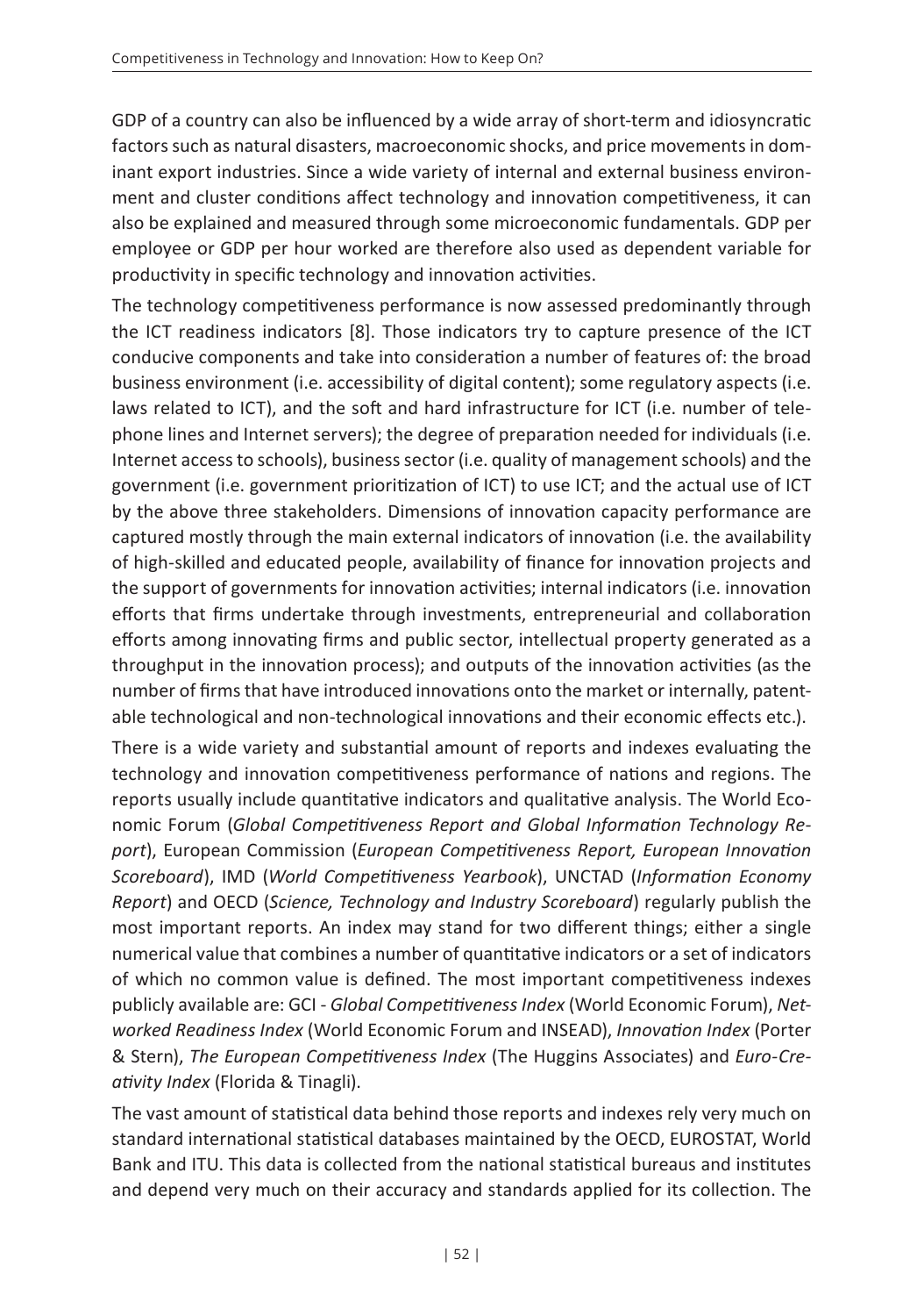GDP of a country can also be influenced by a wide array of short-term and idiosyncratic factors such as natural disasters, macroeconomic shocks, and price movements in dominant export industries. Since a wide variety of internal and external business environment and cluster conditions affect technology and innovation competitiveness, it can also be explained and measured through some microeconomic fundamentals. GDP per employee or GDP per hour worked are therefore also used as dependent variable for productivity in specific technology and innovation activities.

The technology competitiveness performance is now assessed predominantly through the ICT readiness indicators [8]. Those indicators try to capture presence of the ICT conducive components and take into consideration a number of features of: the broad business environment (i.e. accessibility of digital content); some regulatory aspects (i.e. laws related to ICT), and the soft and hard infrastructure for ICT (i.e. number of telephone lines and Internet servers); the degree of preparation needed for individuals (i.e. Internet access to schools), business sector (i.e. quality of management schools) and the government (i.e. government prioritization of ICT) to use ICT; and the actual use of ICT by the above three stakeholders. Dimensions of innovation capacity performance are captured mostly through the main external indicators of innovation (i.e. the availability of high-skilled and educated people, availability of finance for innovation projects and the support of governments for innovation activities; internal indicators (i.e. innovation efforts that firms undertake through investments, entrepreneurial and collaboration efforts among innovating firms and public sector, intellectual property generated as a throughput in the innovation process); and outputs of the innovation activities (as the number of firms that have introduced innovations onto the market or internally, patentable technological and non-technological innovations and their economic effects etc.).

There is a wide variety and substantial amount of reports and indexes evaluating the technology and innovation competitiveness performance of nations and regions. The reports usually include quantitative indicators and qualitative analysis. The World Economic Forum (*Global Competitiveness Report and Global Information Technology Report*), European Commission (*European Competitiveness Report, European Innovation Scoreboard*), IMD (*World Competitiveness Yearbook*), UNCTAD (*Information Economy Report*) and OECD (*Science, Technology and Industry Scoreboard*) regularly publish the most important reports. An index may stand for two different things; either a single numerical value that combines a number of quantitative indicators or a set of indicators of which no common value is defined. The most important competitiveness indexes publicly available are: GCI - *Global Competitiveness Index* (World Economic Forum), *Networked Readiness Index* (World Economic Forum and INSEAD), *Innovation Index* (Porter & Stern), *The European Competitiveness Index* (The Huggins Associates) and *Euro-Creativity Index* (Florida & Tinagli).

The vast amount of statistical data behind those reports and indexes rely very much on standard international statistical databases maintained by the OECD, EUROSTAT, World Bank and ITU. This data is collected from the national statistical bureaus and institutes and depend very much on their accuracy and standards applied for its collection. The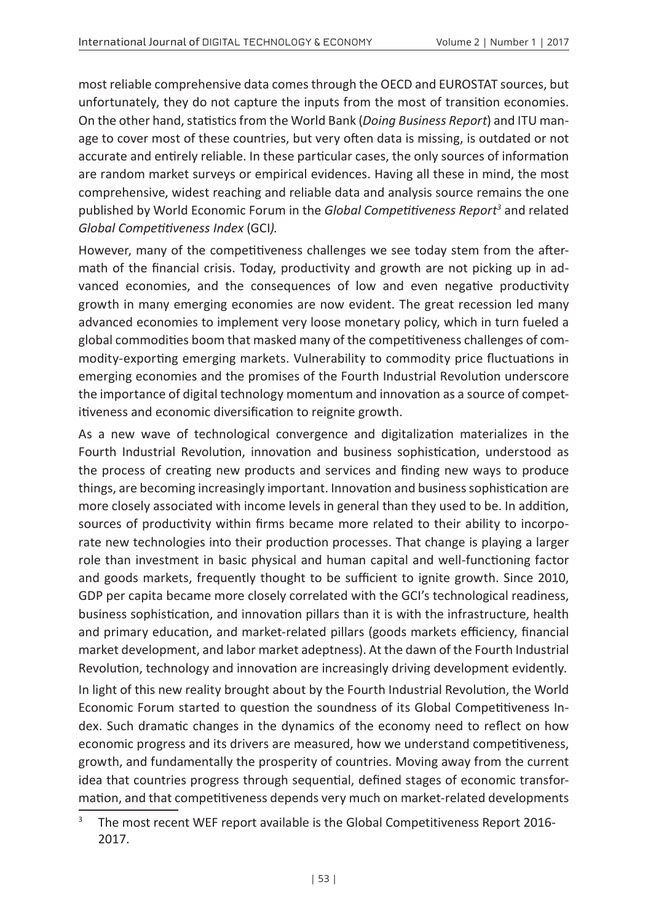most reliable comprehensive data comes through the OECD and EUROSTAT sources, but unfortunately, they do not capture the inputs from the most of transition economies. On the other hand, statistics from the World Bank (*Doing Business Report*) and ITU manage to cover most of these countries, but very often data is missing, is outdated or not accurate and entirely reliable. In these particular cases, the only sources of information are random market surveys or empirical evidences. Having all these in mind, the most comprehensive, widest reaching and reliable data and analysis source remains the one published by World Economic Forum in the *Global Competitiveness Report*[3] and related *Global Competitiveness Index* (GCI*).*

However, many of the competitiveness challenges we see today stem from the aftermath of the financial crisis. Today, productivity and growth are not picking up in advanced economies, and the consequences of low and even negative productivity growth in many emerging economies are now evident. The great recession led many advanced economies to implement very loose monetary policy, which in turn fueled a global commodities boom that masked many of the competitiveness challenges of commodity-exporting emerging markets. Vulnerability to commodity price fluctuations in emerging economies and the promises of the Fourth Industrial Revolution underscore the importance of digital technology momentum and innovation as a source of competitiveness and economic diversification to reignite growth.

As a new wave of technological convergence and digitalization materializes in the Fourth Industrial Revolution, innovation and business sophistication, understood as the process of creating new products and services and finding new ways to produce things, are becoming increasingly important. Innovation and business sophistication are more closely associated with income levels in general than they used to be. In addition, sources of productivity within firms became more related to their ability to incorporate new technologies into their production processes. That change is playing a larger role than investment in basic physical and human capital and well-functioning factor and goods markets, frequently thought to be sufficient to ignite growth. Since 2010, GDP per capita became more closely correlated with the GCI's technological readiness, business sophistication, and innovation pillars than it is with the infrastructure, health and primary education, and market-related pillars (goods markets efficiency, financial market development, and labor market adeptness). At the dawn of the Fourth Industrial Revolution, technology and innovation are increasingly driving development evidently.

In light of this new reality brought about by the Fourth Industrial Revolution, the World Economic Forum started to question the soundness of its Global Competitiveness Index. Such dramatic changes in the dynamics of the economy need to reflect on how economic progress and its drivers are measured, how we understand competitiveness, growth, and fundamentally the prosperity of countries. Moving away from the current idea that countries progress through sequential, defined stages of economic transformation, and that competitiveness depends very much on market-related developments

[3] The most recent WEF report available is the Global Competitiveness Report 2016-2017.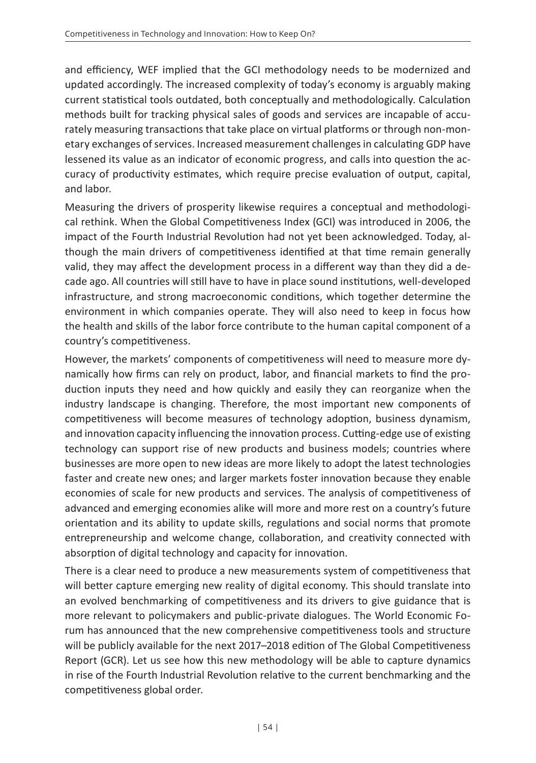and efficiency, WEF implied that the GCI methodology needs to be modernized and updated accordingly. The increased complexity of today's economy is arguably making current statistical tools outdated, both conceptually and methodologically. Calculation methods built for tracking physical sales of goods and services are incapable of accurately measuring transactions that take place on virtual platforms or through non-monetary exchanges of services. Increased measurement challenges in calculating GDP have lessened its value as an indicator of economic progress, and calls into question the accuracy of productivity estimates, which require precise evaluation of output, capital, and labor.

Measuring the drivers of prosperity likewise requires a conceptual and methodological rethink. When the Global Competitiveness Index (GCI) was introduced in 2006, the impact of the Fourth Industrial Revolution had not yet been acknowledged. Today, although the main drivers of competitiveness identified at that time remain generally valid, they may affect the development process in a different way than they did a decade ago. All countries will still have to have in place sound institutions, well-developed infrastructure, and strong macroeconomic conditions, which together determine the environment in which companies operate. They will also need to keep in focus how the health and skills of the labor force contribute to the human capital component of a country's competitiveness.

However, the markets' components of competitiveness will need to measure more dynamically how firms can rely on product, labor, and financial markets to find the production inputs they need and how quickly and easily they can reorganize when the industry landscape is changing. Therefore, the most important new components of competitiveness will become measures of technology adoption, business dynamism, and innovation capacity influencing the innovation process. Cutting-edge use of existing technology can support rise of new products and business models; countries where businesses are more open to new ideas are more likely to adopt the latest technologies faster and create new ones; and larger markets foster innovation because they enable economies of scale for new products and services. The analysis of competitiveness of advanced and emerging economies alike will more and more rest on a country's future orientation and its ability to update skills, regulations and social norms that promote entrepreneurship and welcome change, collaboration, and creativity connected with absorption of digital technology and capacity for innovation.

There is a clear need to produce a new measurements system of competitiveness that will better capture emerging new reality of digital economy. This should translate into an evolved benchmarking of competitiveness and its drivers to give guidance that is more relevant to policymakers and public-private dialogues. The World Economic Forum has announced that the new comprehensive competitiveness tools and structure will be publicly available for the next 2017–2018 edition of The Global Competitiveness Report (GCR). Let us see how this new methodology will be able to capture dynamics in rise of the Fourth Industrial Revolution relative to the current benchmarking and the competitiveness global order.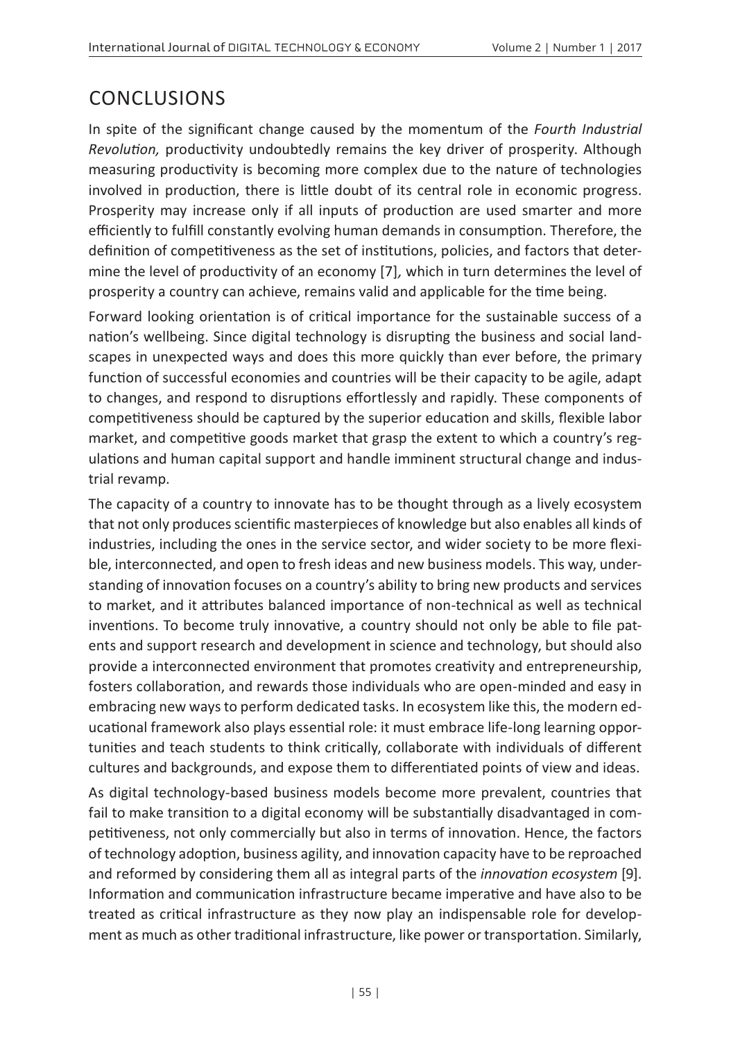## CONCLUSIONS

In spite of the significant change caused by the momentum of the *Fourth Industrial Revolution,* productivity undoubtedly remains the key driver of prosperity. Although measuring productivity is becoming more complex due to the nature of technologies involved in production, there is little doubt of its central role in economic progress. Prosperity may increase only if all inputs of production are used smarter and more efficiently to fulfill constantly evolving human demands in consumption. Therefore, the definition of competitiveness as the set of institutions, policies, and factors that determine the level of productivity of an economy [7]*,* which in turn determines the level of prosperity a country can achieve, remains valid and applicable for the time being.

Forward looking orientation is of critical importance for the sustainable success of a nation's wellbeing. Since digital technology is disrupting the business and social landscapes in unexpected ways and does this more quickly than ever before, the primary function of successful economies and countries will be their capacity to be agile, adapt to changes, and respond to disruptions effortlessly and rapidly. These components of competitiveness should be captured by the superior education and skills, flexible labor market, and competitive goods market that grasp the extent to which a country's regulations and human capital support and handle imminent structural change and industrial revamp.

The capacity of a country to innovate has to be thought through as a lively ecosystem that not only produces scientific masterpieces of knowledge but also enables all kinds of industries, including the ones in the service sector, and wider society to be more flexible, interconnected, and open to fresh ideas and new business models. This way, understanding of innovation focuses on a country's ability to bring new products and services to market, and it attributes balanced importance of non-technical as well as technical inventions. To become truly innovative, a country should not only be able to file patents and support research and development in science and technology, but should also provide a interconnected environment that promotes creativity and entrepreneurship, fosters collaboration, and rewards those individuals who are open-minded and easy in embracing new ways to perform dedicated tasks. In ecosystem like this, the modern educational framework also plays essential role: it must embrace life-long learning opportunities and teach students to think critically, collaborate with individuals of different cultures and backgrounds, and expose them to differentiated points of view and ideas.

As digital technology-based business models become more prevalent, countries that fail to make transition to a digital economy will be substantially disadvantaged in competitiveness, not only commercially but also in terms of innovation. Hence, the factors of technology adoption, business agility, and innovation capacity have to be reproached and reformed by considering them all as integral parts of the *innovation ecosystem* [9]. Information and communication infrastructure became imperative and have also to be treated as critical infrastructure as they now play an indispensable role for development as much as other traditional infrastructure, like power or transportation. Similarly,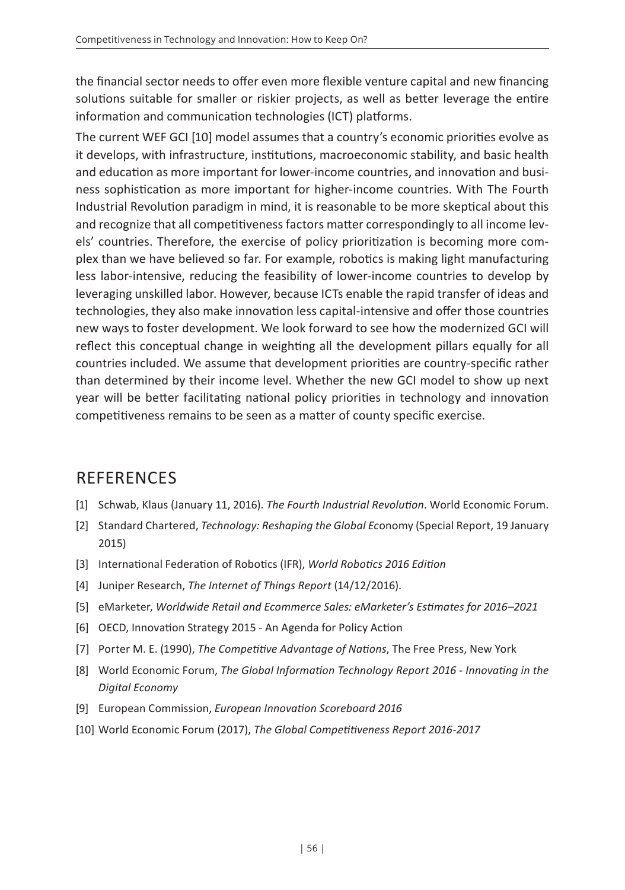the financial sector needs to offer even more flexible venture capital and new financing solutions suitable for smaller or riskier projects, as well as better leverage the entire information and communication technologies (ICT) platforms.

The current WEF GCI [10] model assumes that a country's economic priorities evolve as it develops, with infrastructure, institutions, macroeconomic stability, and basic health and education as more important for lower-income countries, and innovation and business sophistication as more important for higher-income countries. With The Fourth Industrial Revolution paradigm in mind, it is reasonable to be more skeptical about this and recognize that all competitiveness factors matter correspondingly to all income levels' countries. Therefore, the exercise of policy prioritization is becoming more complex than we have believed so far. For example, robotics is making light manufacturing less labor-intensive, reducing the feasibility of lower-income countries to develop by leveraging unskilled labor. However, because ICTs enable the rapid transfer of ideas and technologies, they also make innovation less capital-intensive and offer those countries new ways to foster development. We look forward to see how the modernized GCI will reflect this conceptual change in weighting all the development pillars equally for all countries included. We assume that development priorities are country-specific rather than determined by their income level. Whether the new GCI model to show up next year will be better facilitating national policy priorities in technology and innovation competitiveness remains to be seen as a matter of county specific exercise.

## REFERENCES

[1] Schwab, Klaus (January 11, 2016). *The Fourth Industrial Revolution*. World Economic Forum.

[2] Standard Chartered, *Technology: Reshaping the Global Ec*onomy (Special Report, 19 January 2015)

[3] International Federation of Robotics (IFR), *World Robotics 2016 Edition*

[4] Juniper Research, *The Internet of Things Report* (14/12/2016).

[5] eMarketer, *Worldwide Retail and Ecommerce Sales: eMarketer's Estimates for 2016–2021*

[6] OECD, Innovation Strategy 2015 - An Agenda for Policy Action

[7] Porter M. E. (1990), *The Competitive Advantage of Nations*, The Free Press, New York

[8] World Economic Forum, *The Global Information Technology Report 2016 - Innovating in the Digital Economy*

[9] European Commission, *European Innovation Scoreboard 2016*

[10] World Economic Forum (2017), *The Global Competitiveness Report 2016-2017*